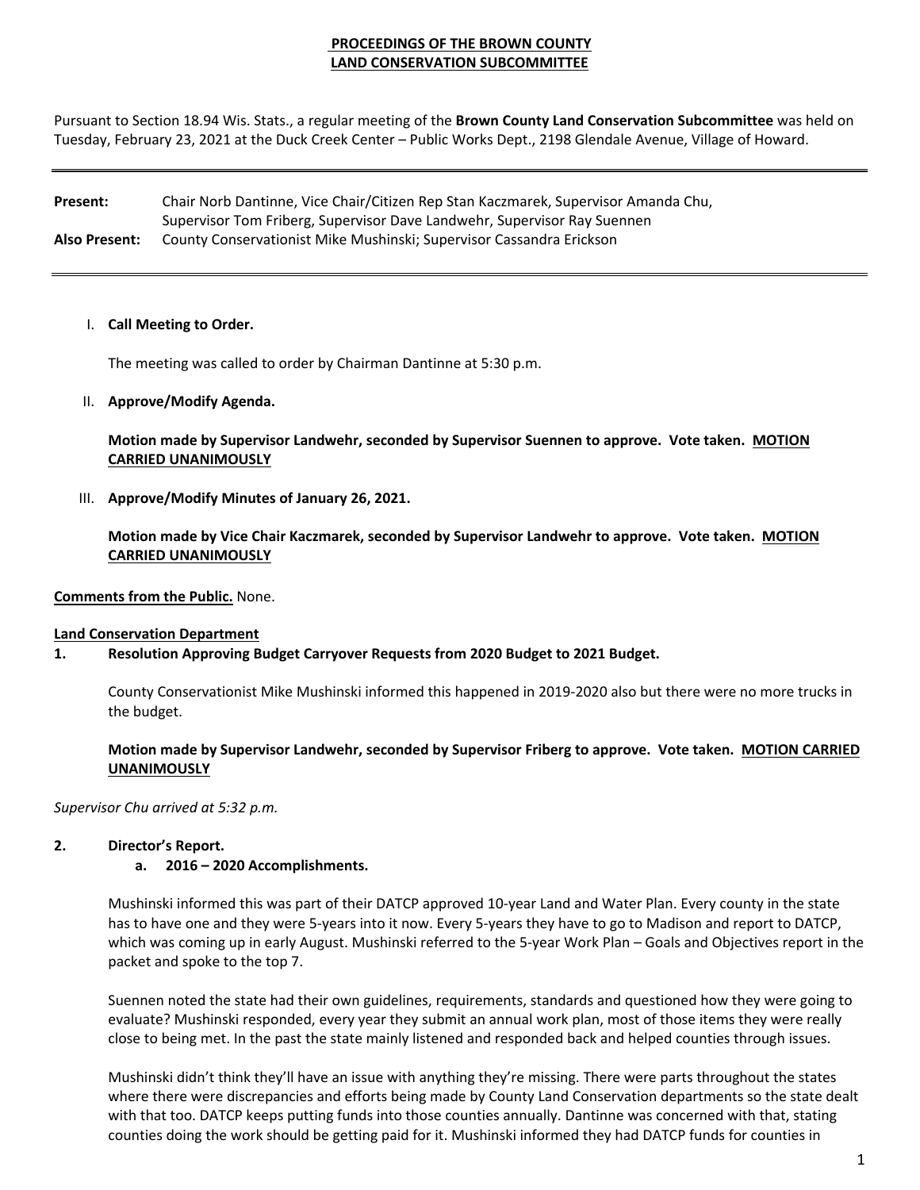**PROCEEDINGS OF THE BROWN COUNTY LAND CONSERVATION SUBCOMMITTEE**

Pursuant to Section 18.94 Wis. Stats., a regular meeting of the **Brown County Land Conservation Subcommittee** was held on Tuesday, February 23, 2021 at the Duck Creek Center – Public Works Dept., 2198 Glendale Avenue, Village of Howard.

---

**Present:** Chair Norb Dantinne, Vice Chair/Citizen Rep Stan Kaczmarek, Supervisor Amanda Chu, Supervisor Tom Friberg, Supervisor Dave Landwehr, Supervisor Ray Suennen

**Also Present:** County Conservationist Mike Mushinski; Supervisor Cassandra Erickson

---

I. **Call Meeting to Order.**

The meeting was called to order by Chairman Dantinne at 5:30 p.m.

II. **Approve/Modify Agenda.**

**Motion made by Supervisor Landwehr, seconded by Supervisor Suennen to approve. Vote taken. MOTION CARRIED UNANIMOUSLY**

III. **Approve/Modify Minutes of January 26, 2021.**

**Motion made by Vice Chair Kaczmarek, seconded by Supervisor Landwehr to approve. Vote taken. MOTION CARRIED UNANIMOUSLY**

**Comments from the Public.** None.

**Land Conservation Department**

**1. Resolution Approving Budget Carryover Requests from 2020 Budget to 2021 Budget.**

County Conservationist Mike Mushinski informed this happened in 2019-2020 also but there were no more trucks in the budget.

**Motion made by Supervisor Landwehr, seconded by Supervisor Friberg to approve. Vote taken. MOTION CARRIED UNANIMOUSLY**

*Supervisor Chu arrived at 5:32 p.m.*

**2. Director's Report.**

**a. 2016 – 2020 Accomplishments.**

Mushinski informed this was part of their DATCP approved 10-year Land and Water Plan. Every county in the state has to have one and they were 5-years into it now. Every 5-years they have to go to Madison and report to DATCP, which was coming up in early August. Mushinski referred to the 5-year Work Plan – Goals and Objectives report in the packet and spoke to the top 7.

Suennen noted the state had their own guidelines, requirements, standards and questioned how they were going to evaluate? Mushinski responded, every year they submit an annual work plan, most of those items they were really close to being met. In the past the state mainly listened and responded back and helped counties through issues.

Mushinski didn't think they'll have an issue with anything they're missing. There were parts throughout the states where there were discrepancies and efforts being made by County Land Conservation departments so the state dealt with that too. DATCP keeps putting funds into those counties annually. Dantinne was concerned with that, stating counties doing the work should be getting paid for it. Mushinski informed they had DATCP funds for counties in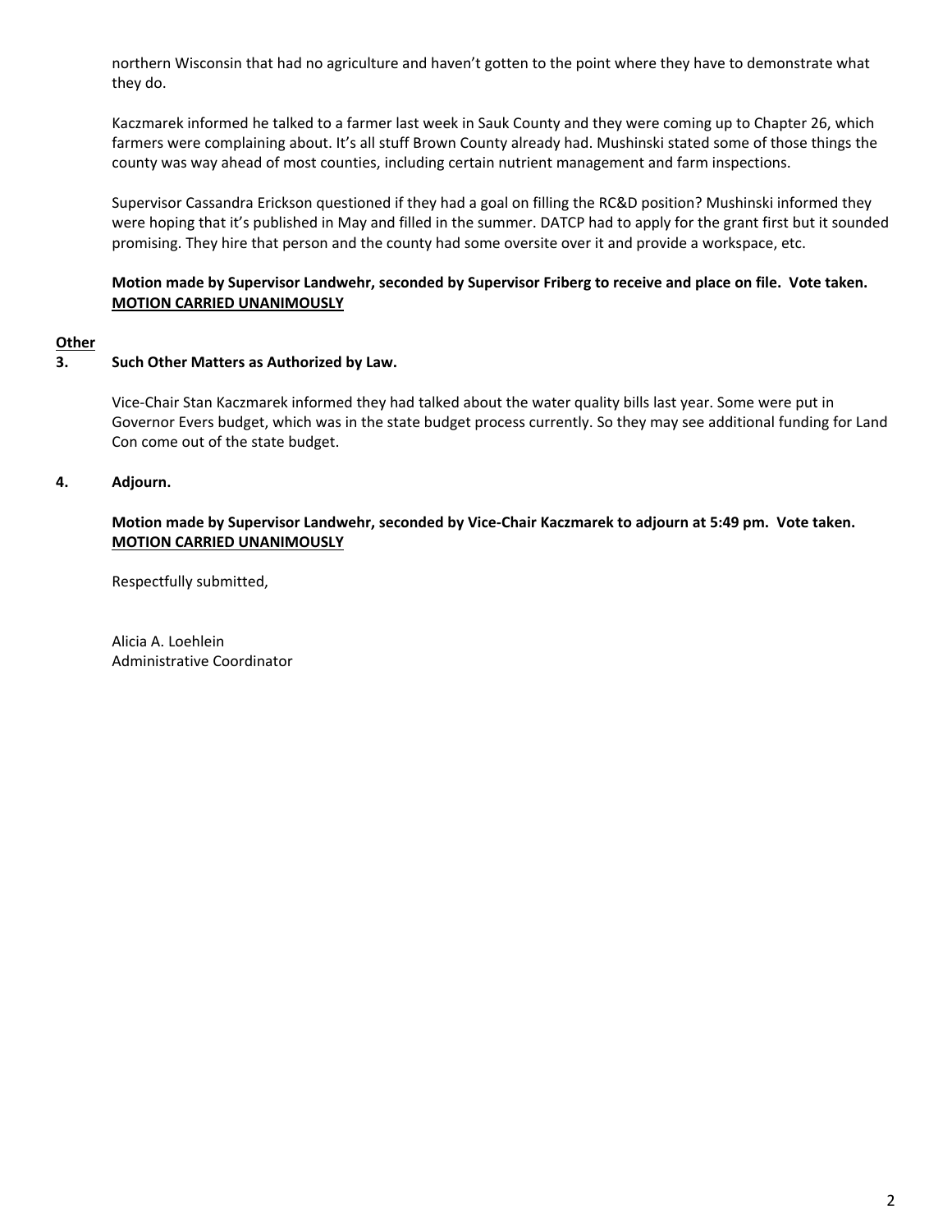northern Wisconsin that had no agriculture and haven't gotten to the point where they have to demonstrate what they do.

Kaczmarek informed he talked to a farmer last week in Sauk County and they were coming up to Chapter 26, which farmers were complaining about. It's all stuff Brown County already had. Mushinski stated some of those things the county was way ahead of most counties, including certain nutrient management and farm inspections.

Supervisor Cassandra Erickson questioned if they had a goal on filling the RC&D position? Mushinski informed they were hoping that it's published in May and filled in the summer. DATCP had to apply for the grant first but it sounded promising. They hire that person and the county had some oversite over it and provide a workspace, etc.

**Motion made by Supervisor Landwehr, seconded by Supervisor Friberg to receive and place on file. Vote taken. <u>MOTION CARRIED UNANIMOUSLY</u>**

**<u>Other</u>**

**3. Such Other Matters as Authorized by Law.**

Vice-Chair Stan Kaczmarek informed they had talked about the water quality bills last year. Some were put in Governor Evers budget, which was in the state budget process currently. So they may see additional funding for Land Con come out of the state budget.

**4. Adjourn.**

**Motion made by Supervisor Landwehr, seconded by Vice-Chair Kaczmarek to adjourn at 5:49 pm. Vote taken. <u>MOTION CARRIED UNANIMOUSLY</u>**

Respectfully submitted,

Alicia A. Loehlein
Administrative Coordinator